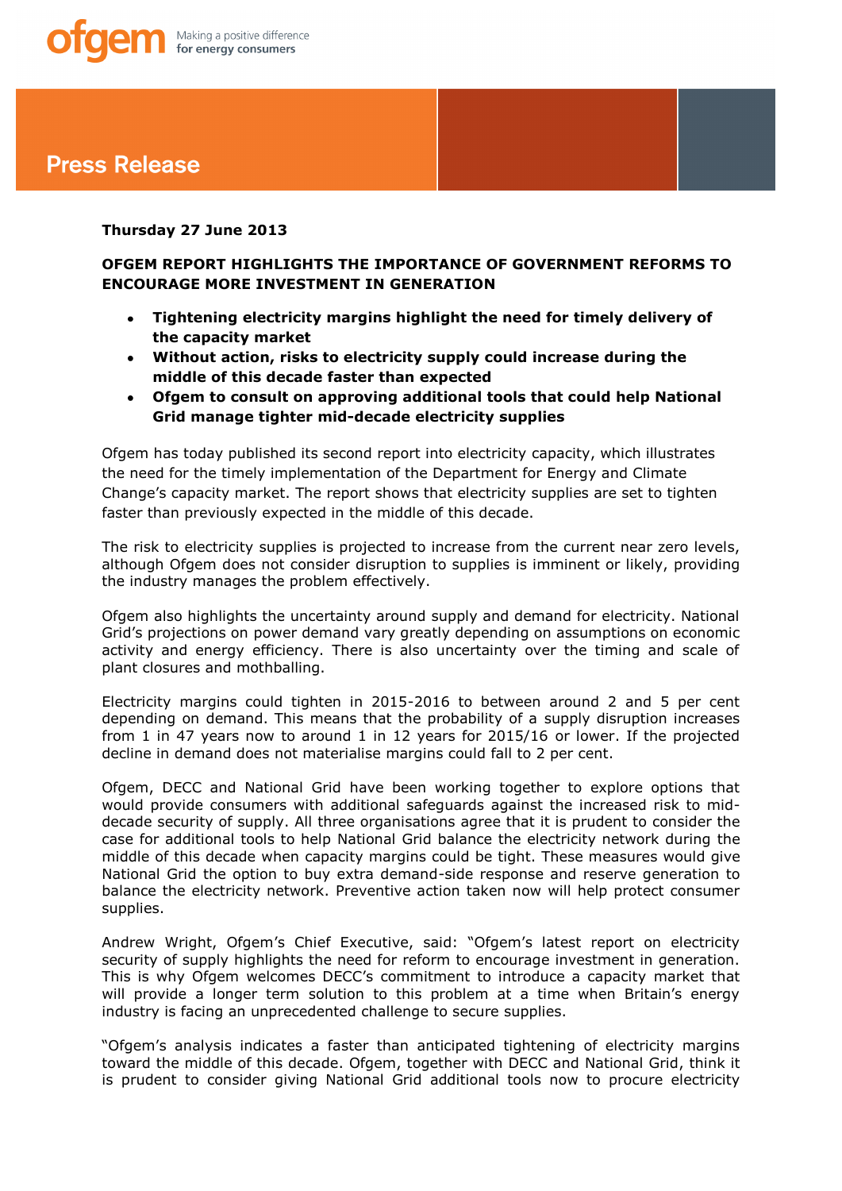ofgem Making a positive difference for energy consumers

# Press Release

**Thursday 27 June 2013**

**OFGEM REPORT HIGHLIGHTS THE IMPORTANCE OF GOVERNMENT REFORMS TO ENCOURAGE MORE INVESTMENT IN GENERATION**

- **Tightening electricity margins highlight the need for timely delivery of the capacity market**
- **Without action, risks to electricity supply could increase during the middle of this decade faster than expected**
- **Ofgem to consult on approving additional tools that could help National Grid manage tighter mid-decade electricity supplies**

Ofgem has today published its second report into electricity capacity, which illustrates the need for the timely implementation of the Department for Energy and Climate Change's capacity market. The report shows that electricity supplies are set to tighten faster than previously expected in the middle of this decade.

The risk to electricity supplies is projected to increase from the current near zero levels, although Ofgem does not consider disruption to supplies is imminent or likely, providing the industry manages the problem effectively.

Ofgem also highlights the uncertainty around supply and demand for electricity. National Grid's projections on power demand vary greatly depending on assumptions on economic activity and energy efficiency. There is also uncertainty over the timing and scale of plant closures and mothballing.

Electricity margins could tighten in 2015-2016 to between around 2 and 5 per cent depending on demand. This means that the probability of a supply disruption increases from 1 in 47 years now to around 1 in 12 years for 2015/16 or lower. If the projected decline in demand does not materialise margins could fall to 2 per cent.

Ofgem, DECC and National Grid have been working together to explore options that would provide consumers with additional safeguards against the increased risk to mid-decade security of supply. All three organisations agree that it is prudent to consider the case for additional tools to help National Grid balance the electricity network during the middle of this decade when capacity margins could be tight. These measures would give National Grid the option to buy extra demand-side response and reserve generation to balance the electricity network. Preventive action taken now will help protect consumer supplies.

Andrew Wright, Ofgem's Chief Executive, said: "Ofgem's latest report on electricity security of supply highlights the need for reform to encourage investment in generation. This is why Ofgem welcomes DECC's commitment to introduce a capacity market that will provide a longer term solution to this problem at a time when Britain's energy industry is facing an unprecedented challenge to secure supplies.

"Ofgem's analysis indicates a faster than anticipated tightening of electricity margins toward the middle of this decade. Ofgem, together with DECC and National Grid, think it is prudent to consider giving National Grid additional tools now to procure electricity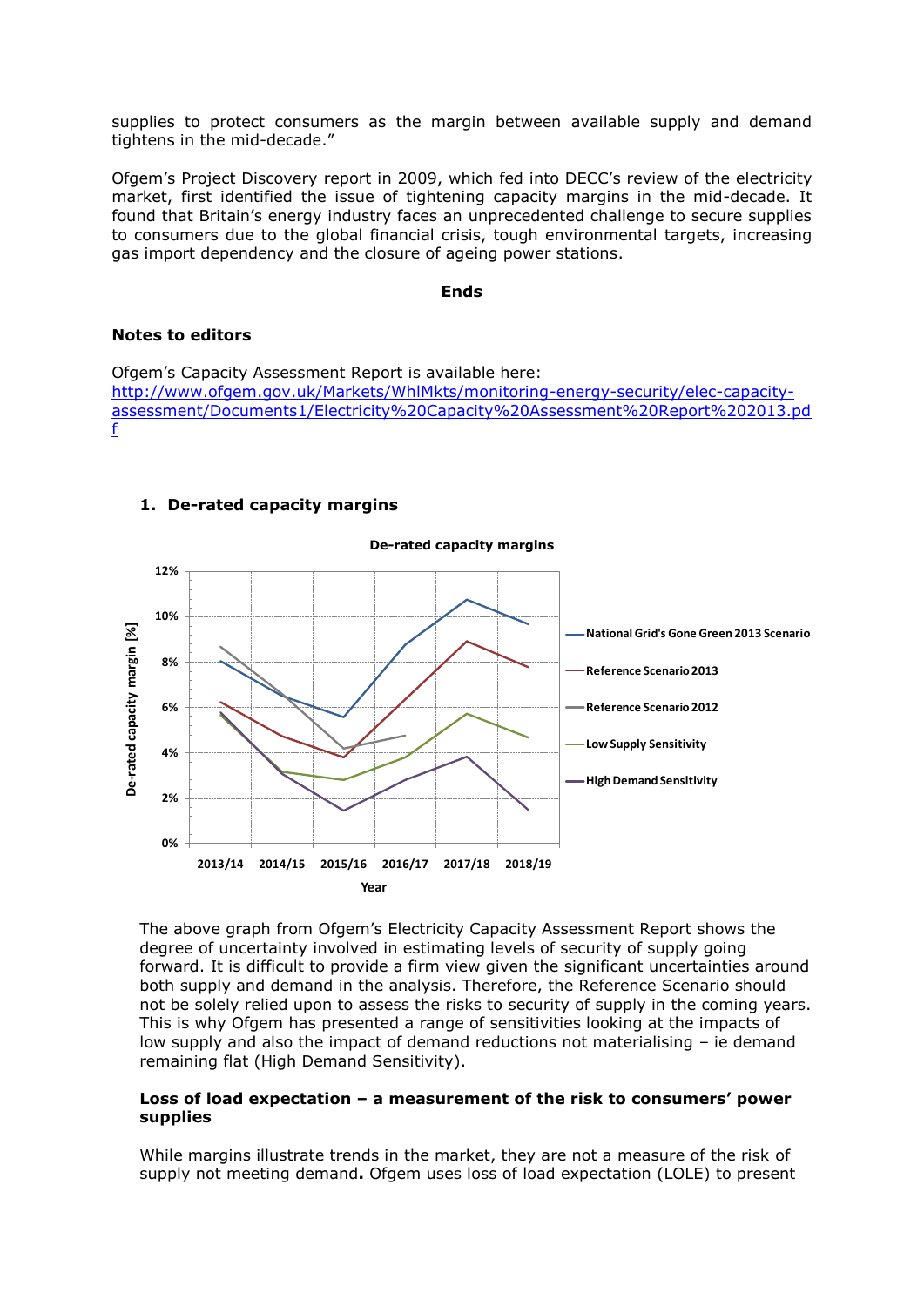supplies to protect consumers as the margin between available supply and demand tightens in the mid-decade."

Ofgem's Project Discovery report in 2009, which fed into DECC's review of the electricity market, first identified the issue of tightening capacity margins in the mid-decade. It found that Britain's energy industry faces an unprecedented challenge to secure supplies to consumers due to the global financial crisis, tough environmental targets, increasing gas import dependency and the closure of ageing power stations.

**Ends**

## Notes to editors

Ofgem's Capacity Assessment Report is available here:
http://www.ofgem.gov.uk/Markets/WhlMkts/monitoring-energy-security/elec-capacity-assessment/Documents1/Electricity%20Capacity%20Assessment%20Report%202013.pdf

### 1. De-rated capacity margins

The above graph from Ofgem's Electricity Capacity Assessment Report shows the degree of uncertainty involved in estimating levels of security of supply going forward. It is difficult to provide a firm view given the significant uncertainties around both supply and demand in the analysis. Therefore, the Reference Scenario should not be solely relied upon to assess the risks to security of supply in the coming years. This is why Ofgem has presented a range of sensitivities looking at the impacts of low supply and also the impact of demand reductions not materialising – ie demand remaining flat (High Demand Sensitivity).

**Loss of load expectation – a measurement of the risk to consumers' power supplies**

While margins illustrate trends in the market, they are not a measure of the risk of supply not meeting demand**.** Ofgem uses loss of load expectation (LOLE) to present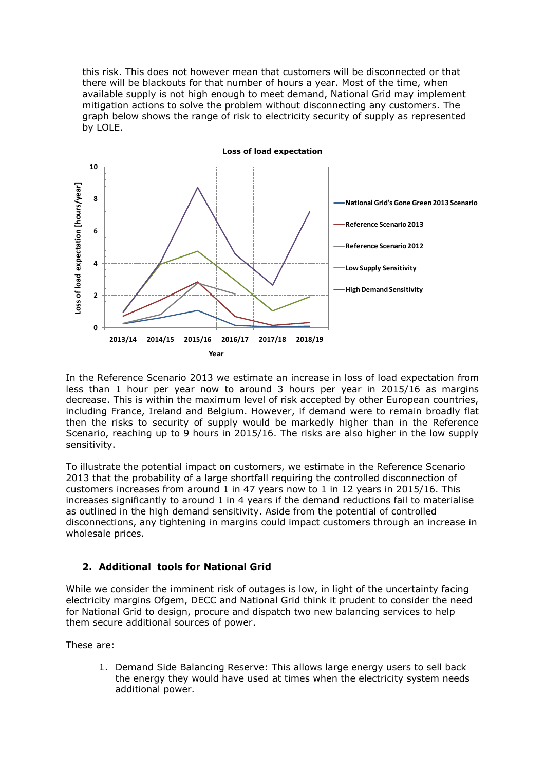this risk. This does not however mean that customers will be disconnected or that there will be blackouts for that number of hours a year. Most of the time, when available supply is not high enough to meet demand, National Grid may implement mitigation actions to solve the problem without disconnecting any customers. The graph below shows the range of risk to electricity security of supply as represented by LOLE.

In the Reference Scenario 2013 we estimate an increase in loss of load expectation from less than 1 hour per year now to around 3 hours per year in 2015/16 as margins decrease. This is within the maximum level of risk accepted by other European countries, including France, Ireland and Belgium. However, if demand were to remain broadly flat then the risks to security of supply would be markedly higher than in the Reference Scenario, reaching up to 9 hours in 2015/16. The risks are also higher in the low supply sensitivity.

To illustrate the potential impact on customers, we estimate in the Reference Scenario 2013 that the probability of a large shortfall requiring the controlled disconnection of customers increases from around 1 in 47 years now to 1 in 12 years in 2015/16. This increases significantly to around 1 in 4 years if the demand reductions fail to materialise as outlined in the high demand sensitivity. Aside from the potential of controlled disconnections, any tightening in margins could impact customers through an increase in wholesale prices.

## 2. Additional tools for National Grid

While we consider the imminent risk of outages is low, in light of the uncertainty facing electricity margins Ofgem, DECC and National Grid think it prudent to consider the need for National Grid to design, procure and dispatch two new balancing services to help them secure additional sources of power.

These are:

1. Demand Side Balancing Reserve: This allows large energy users to sell back the energy they would have used at times when the electricity system needs additional power.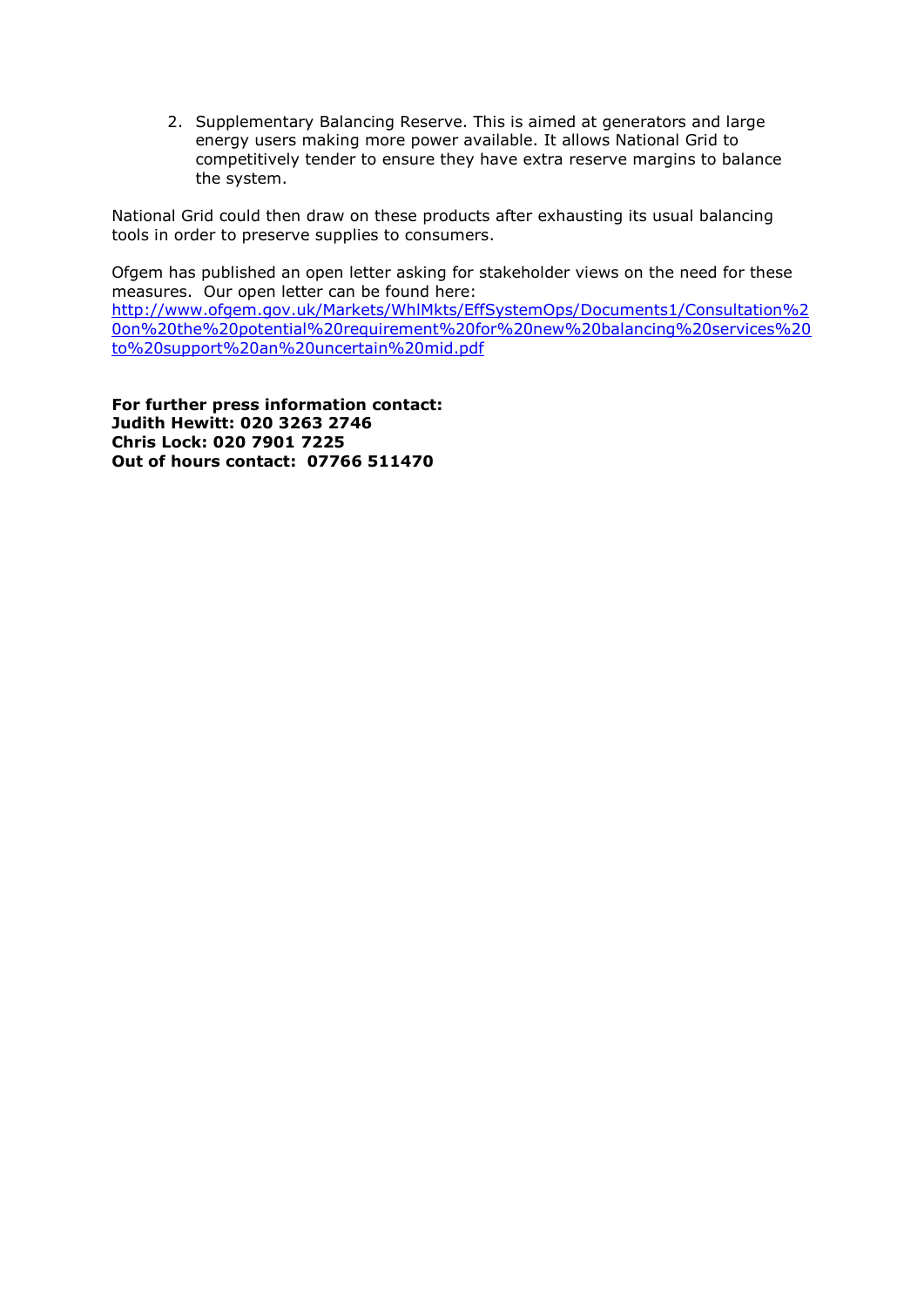2. Supplementary Balancing Reserve. This is aimed at generators and large energy users making more power available. It allows National Grid to competitively tender to ensure they have extra reserve margins to balance the system.

National Grid could then draw on these products after exhausting its usual balancing tools in order to preserve supplies to consumers.

Ofgem has published an open letter asking for stakeholder views on the need for these measures. Our open letter can be found here:
http://www.ofgem.gov.uk/Markets/WhlMkts/EffSystemOps/Documents1/Consultation%20on%20the%20potential%20requirement%20for%20new%20balancing%20services%20to%20support%20an%20uncertain%20mid.pdf

**For further press information contact:**
**Judith Hewitt: 020 3263 2746**
**Chris Lock: 020 7901 7225**
**Out of hours contact: 07766 511470**